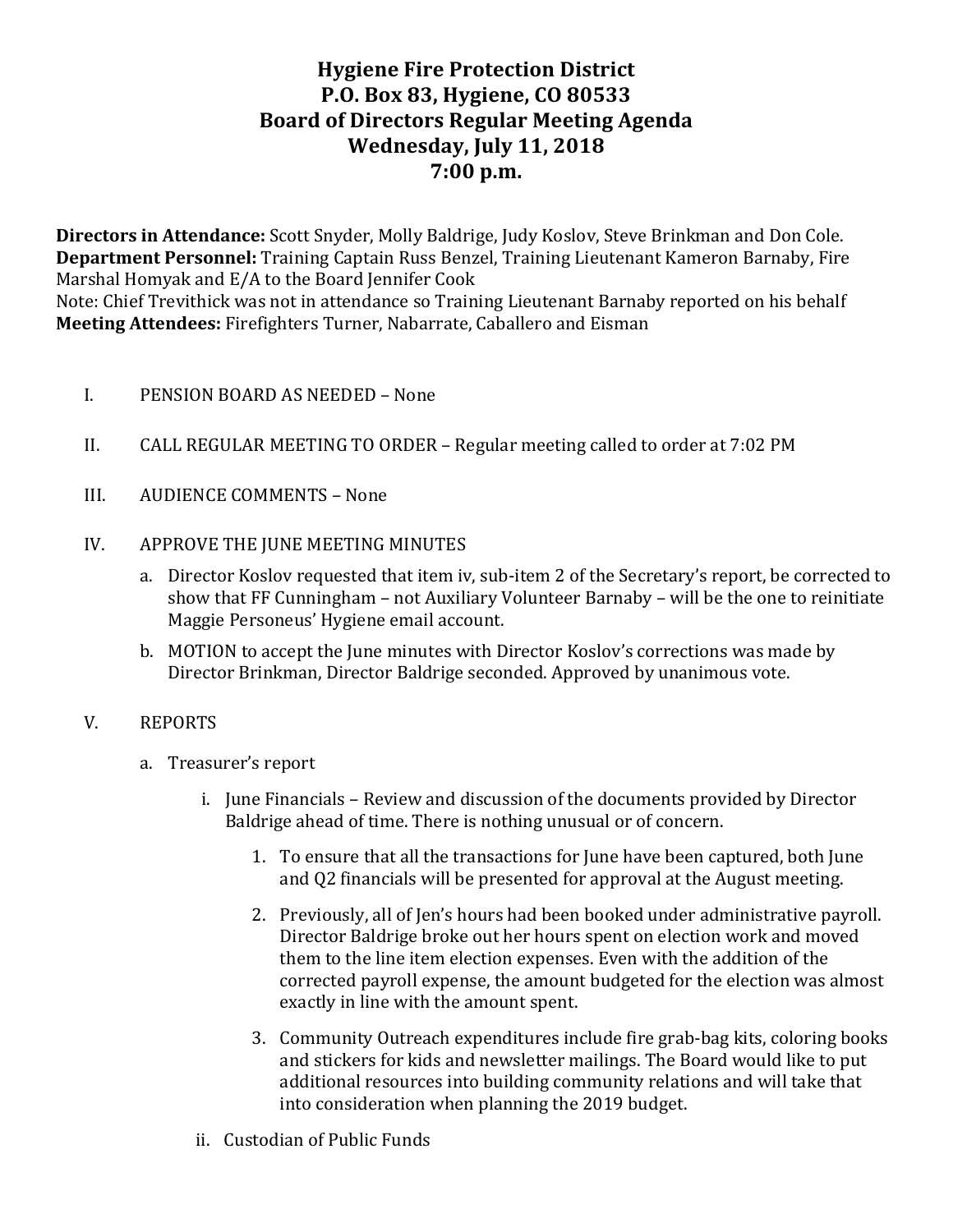# Hygiene Fire Protection District
## P.O. Box 83, Hygiene, CO 80533
## Board of Directors Regular Meeting Agenda
## Wednesday, July 11, 2018
## 7:00 p.m.

**Directors in Attendance:** Scott Snyder, Molly Baldrige, Judy Koslov, Steve Brinkman and Don Cole.
**Department Personnel:** Training Captain Russ Benzel, Training Lieutenant Kameron Barnaby, Fire Marshal Homyak and E/A to the Board Jennifer Cook
Note: Chief Trevithick was not in attendance so Training Lieutenant Barnaby reported on his behalf
**Meeting Attendees:** Firefighters Turner, Nabarrate, Caballero and Eisman

I. PENSION BOARD AS NEEDED – None

II. CALL REGULAR MEETING TO ORDER – Regular meeting called to order at 7:02 PM

III. AUDIENCE COMMENTS – None

IV. APPROVE THE JUNE MEETING MINUTES

   a. Director Koslov requested that item iv, sub-item 2 of the Secretary's report, be corrected to show that FF Cunningham – not Auxiliary Volunteer Barnaby – will be the one to reinitiate Maggie Personeus' Hygiene email account.

   b. MOTION to accept the June minutes with Director Koslov's corrections was made by Director Brinkman, Director Baldrige seconded. Approved by unanimous vote.

V. REPORTS

   a. Treasurer's report

      i. June Financials – Review and discussion of the documents provided by Director Baldrige ahead of time. There is nothing unusual or of concern.

         1. To ensure that all the transactions for June have been captured, both June and Q2 financials will be presented for approval at the August meeting.

         2. Previously, all of Jen's hours had been booked under administrative payroll. Director Baldrige broke out her hours spent on election work and moved them to the line item election expenses. Even with the addition of the corrected payroll expense, the amount budgeted for the election was almost exactly in line with the amount spent.

         3. Community Outreach expenditures include fire grab-bag kits, coloring books and stickers for kids and newsletter mailings. The Board would like to put additional resources into building community relations and will take that into consideration when planning the 2019 budget.

      ii. Custodian of Public Funds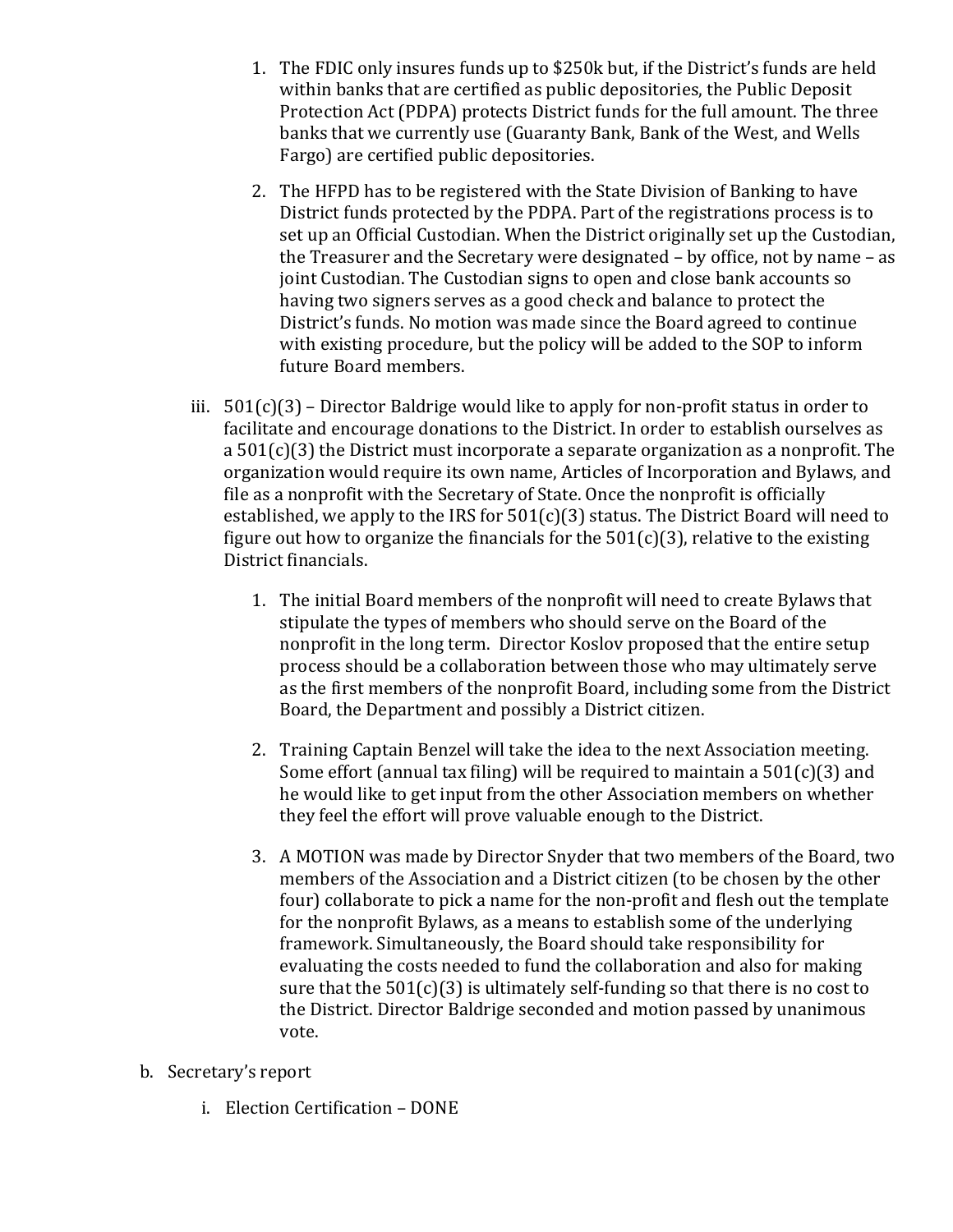1. The FDIC only insures funds up to $250k but, if the District's funds are held within banks that are certified as public depositories, the Public Deposit Protection Act (PDPA) protects District funds for the full amount. The three banks that we currently use (Guaranty Bank, Bank of the West, and Wells Fargo) are certified public depositories.

2. The HFPD has to be registered with the State Division of Banking to have District funds protected by the PDPA. Part of the registrations process is to set up an Official Custodian. When the District originally set up the Custodian, the Treasurer and the Secretary were designated – by office, not by name – as joint Custodian. The Custodian signs to open and close bank accounts so having two signers serves as a good check and balance to protect the District's funds. No motion was made since the Board agreed to continue with existing procedure, but the policy will be added to the SOP to inform future Board members.

iii. 501(c)(3) – Director Baldrige would like to apply for non-profit status in order to facilitate and encourage donations to the District. In order to establish ourselves as a 501(c)(3) the District must incorporate a separate organization as a nonprofit. The organization would require its own name, Articles of Incorporation and Bylaws, and file as a nonprofit with the Secretary of State. Once the nonprofit is officially established, we apply to the IRS for 501(c)(3) status. The District Board will need to figure out how to organize the financials for the 501(c)(3), relative to the existing District financials.

1. The initial Board members of the nonprofit will need to create Bylaws that stipulate the types of members who should serve on the Board of the nonprofit in the long term. Director Koslov proposed that the entire setup process should be a collaboration between those who may ultimately serve as the first members of the nonprofit Board, including some from the District Board, the Department and possibly a District citizen.

2. Training Captain Benzel will take the idea to the next Association meeting. Some effort (annual tax filing) will be required to maintain a 501(c)(3) and he would like to get input from the other Association members on whether they feel the effort will prove valuable enough to the District.

3. A MOTION was made by Director Snyder that two members of the Board, two members of the Association and a District citizen (to be chosen by the other four) collaborate to pick a name for the non-profit and flesh out the template for the nonprofit Bylaws, as a means to establish some of the underlying framework. Simultaneously, the Board should take responsibility for evaluating the costs needed to fund the collaboration and also for making sure that the 501(c)(3) is ultimately self-funding so that there is no cost to the District. Director Baldrige seconded and motion passed by unanimous vote.

b. Secretary's report

i. Election Certification – DONE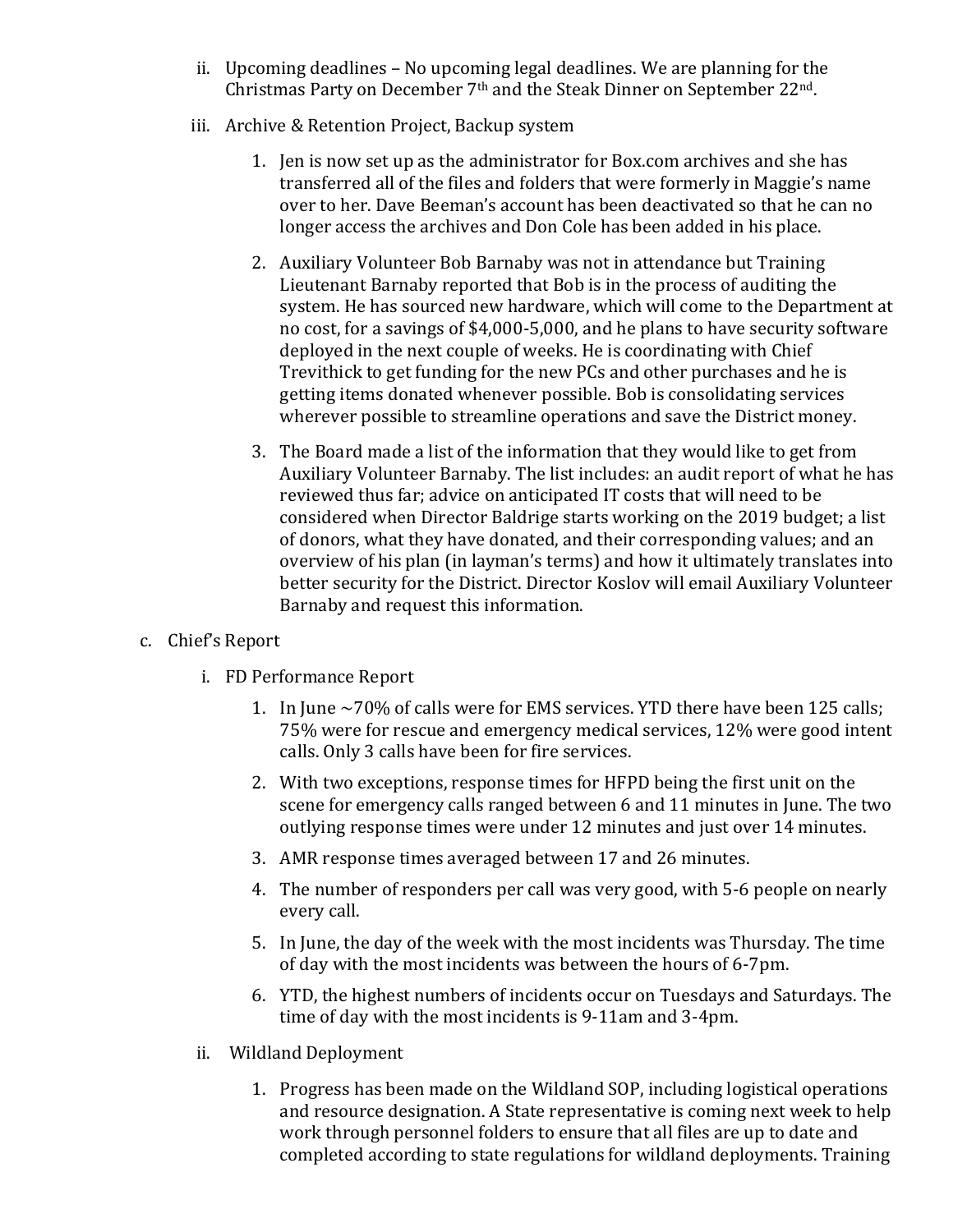ii. Upcoming deadlines – No upcoming legal deadlines. We are planning for the Christmas Party on December 7th and the Steak Dinner on September 22nd.

iii. Archive & Retention Project, Backup system

1. Jen is now set up as the administrator for Box.com archives and she has transferred all of the files and folders that were formerly in Maggie's name over to her. Dave Beeman's account has been deactivated so that he can no longer access the archives and Don Cole has been added in his place.

2. Auxiliary Volunteer Bob Barnaby was not in attendance but Training Lieutenant Barnaby reported that Bob is in the process of auditing the system. He has sourced new hardware, which will come to the Department at no cost, for a savings of $4,000-5,000, and he plans to have security software deployed in the next couple of weeks. He is coordinating with Chief Trevithick to get funding for the new PCs and other purchases and he is getting items donated whenever possible. Bob is consolidating services wherever possible to streamline operations and save the District money.

3. The Board made a list of the information that they would like to get from Auxiliary Volunteer Barnaby. The list includes: an audit report of what he has reviewed thus far; advice on anticipated IT costs that will need to be considered when Director Baldrige starts working on the 2019 budget; a list of donors, what they have donated, and their corresponding values; and an overview of his plan (in layman's terms) and how it ultimately translates into better security for the District. Director Koslov will email Auxiliary Volunteer Barnaby and request this information.

c. Chief's Report

i. FD Performance Report

1. In June ~70% of calls were for EMS services. YTD there have been 125 calls; 75% were for rescue and emergency medical services, 12% were good intent calls. Only 3 calls have been for fire services.

2. With two exceptions, response times for HFPD being the first unit on the scene for emergency calls ranged between 6 and 11 minutes in June. The two outlying response times were under 12 minutes and just over 14 minutes.

3. AMR response times averaged between 17 and 26 minutes.

4. The number of responders per call was very good, with 5-6 people on nearly every call.

5. In June, the day of the week with the most incidents was Thursday. The time of day with the most incidents was between the hours of 6-7pm.

6. YTD, the highest numbers of incidents occur on Tuesdays and Saturdays. The time of day with the most incidents is 9-11am and 3-4pm.

ii. Wildland Deployment

1. Progress has been made on the Wildland SOP, including logistical operations and resource designation. A State representative is coming next week to help work through personnel folders to ensure that all files are up to date and completed according to state regulations for wildland deployments. Training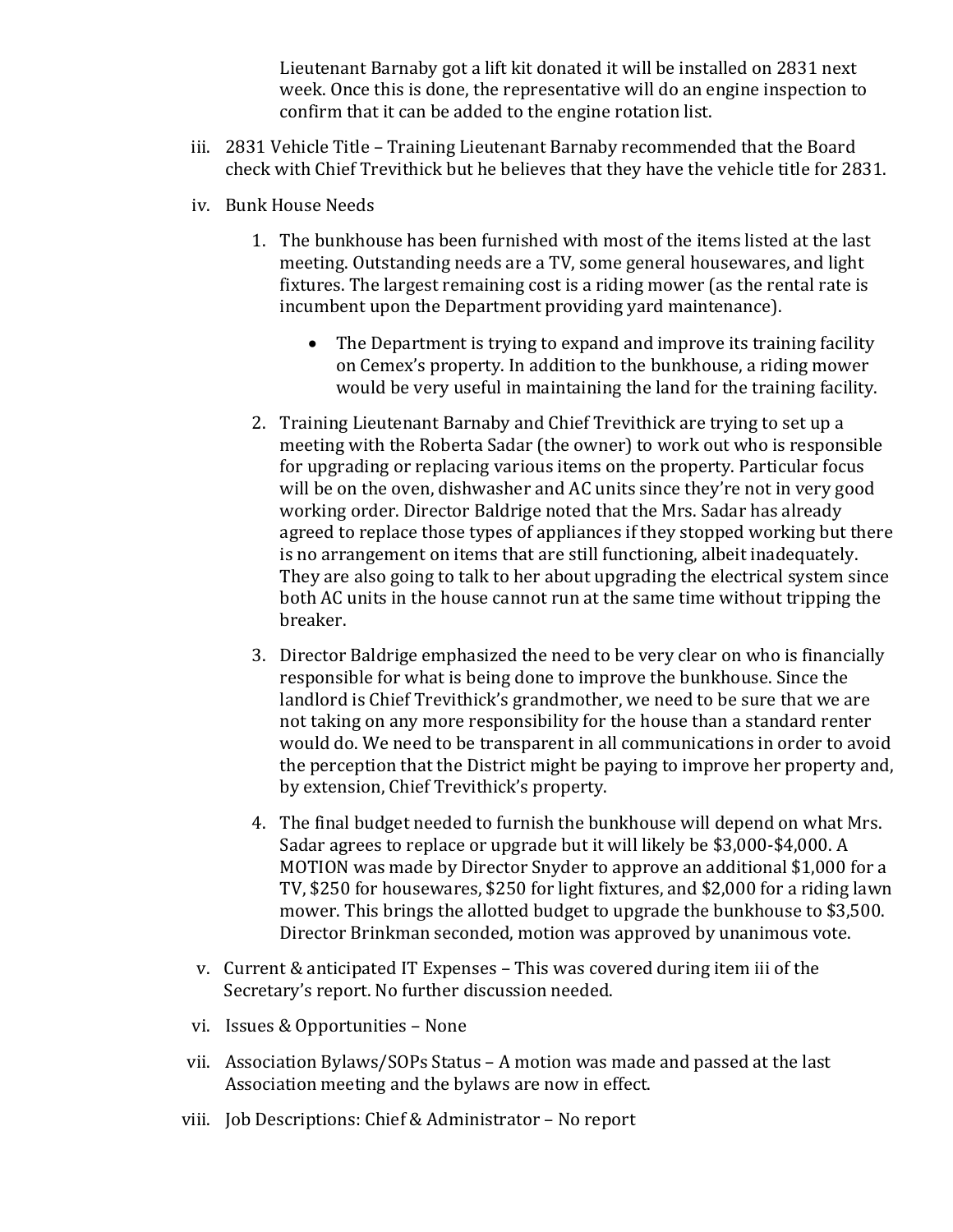Lieutenant Barnaby got a lift kit donated it will be installed on 2831 next week. Once this is done, the representative will do an engine inspection to confirm that it can be added to the engine rotation list.

iii. 2831 Vehicle Title – Training Lieutenant Barnaby recommended that the Board check with Chief Trevithick but he believes that they have the vehicle title for 2831.

iv. Bunk House Needs

1. The bunkhouse has been furnished with most of the items listed at the last meeting. Outstanding needs are a TV, some general housewares, and light fixtures. The largest remaining cost is a riding mower (as the rental rate is incumbent upon the Department providing yard maintenance).

    - The Department is trying to expand and improve its training facility on Cemex's property. In addition to the bunkhouse, a riding mower would be very useful in maintaining the land for the training facility.

2. Training Lieutenant Barnaby and Chief Trevithick are trying to set up a meeting with the Roberta Sadar (the owner) to work out who is responsible for upgrading or replacing various items on the property. Particular focus will be on the oven, dishwasher and AC units since they're not in very good working order. Director Baldrige noted that the Mrs. Sadar has already agreed to replace those types of appliances if they stopped working but there is no arrangement on items that are still functioning, albeit inadequately. They are also going to talk to her about upgrading the electrical system since both AC units in the house cannot run at the same time without tripping the breaker.

3. Director Baldrige emphasized the need to be very clear on who is financially responsible for what is being done to improve the bunkhouse. Since the landlord is Chief Trevithick's grandmother, we need to be sure that we are not taking on any more responsibility for the house than a standard renter would do. We need to be transparent in all communications in order to avoid the perception that the District might be paying to improve her property and, by extension, Chief Trevithick's property.

4. The final budget needed to furnish the bunkhouse will depend on what Mrs. Sadar agrees to replace or upgrade but it will likely be $3,000-$4,000. A MOTION was made by Director Snyder to approve an additional $1,000 for a TV, $250 for housewares, $250 for light fixtures, and $2,000 for a riding lawn mower. This brings the allotted budget to upgrade the bunkhouse to $3,500. Director Brinkman seconded, motion was approved by unanimous vote.

v. Current & anticipated IT Expenses – This was covered during item iii of the Secretary's report. No further discussion needed.

vi. Issues & Opportunities – None

vii. Association Bylaws/SOPs Status – A motion was made and passed at the last Association meeting and the bylaws are now in effect.

viii. Job Descriptions: Chief & Administrator – No report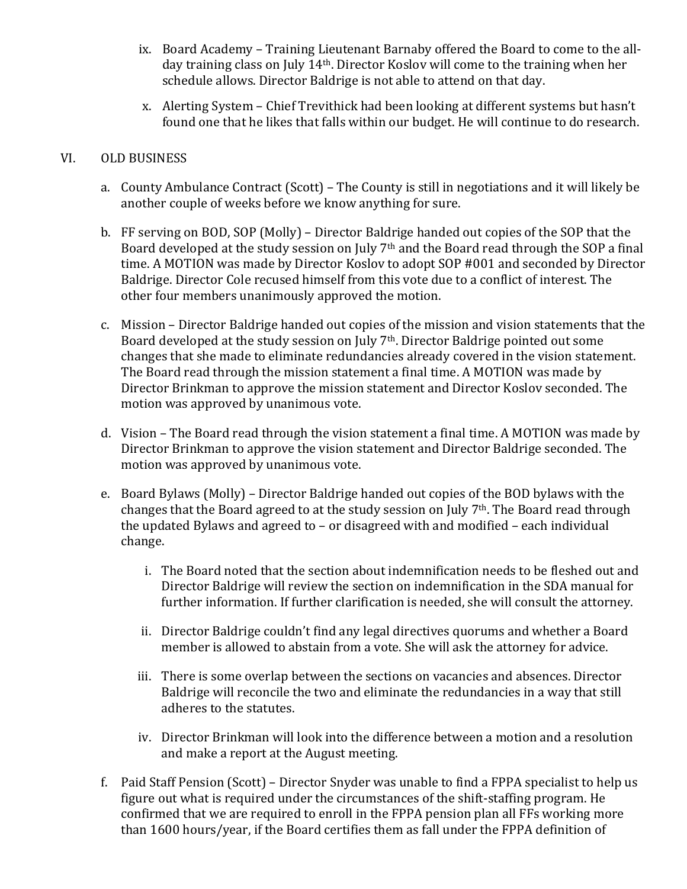ix. Board Academy – Training Lieutenant Barnaby offered the Board to come to the all-day training class on July 14th. Director Koslov will come to the training when her schedule allows. Director Baldrige is not able to attend on that day.

x. Alerting System – Chief Trevithick had been looking at different systems but hasn't found one that he likes that falls within our budget. He will continue to do research.

## VI. OLD BUSINESS

a. County Ambulance Contract (Scott) – The County is still in negotiations and it will likely be another couple of weeks before we know anything for sure.

b. FF serving on BOD, SOP (Molly) – Director Baldrige handed out copies of the SOP that the Board developed at the study session on July 7th and the Board read through the SOP a final time. A MOTION was made by Director Koslov to adopt SOP #001 and seconded by Director Baldrige. Director Cole recused himself from this vote due to a conflict of interest. The other four members unanimously approved the motion.

c. Mission – Director Baldrige handed out copies of the mission and vision statements that the Board developed at the study session on July 7th. Director Baldrige pointed out some changes that she made to eliminate redundancies already covered in the vision statement. The Board read through the mission statement a final time. A MOTION was made by Director Brinkman to approve the mission statement and Director Koslov seconded. The motion was approved by unanimous vote.

d. Vision – The Board read through the vision statement a final time. A MOTION was made by Director Brinkman to approve the vision statement and Director Baldrige seconded. The motion was approved by unanimous vote.

e. Board Bylaws (Molly) – Director Baldrige handed out copies of the BOD bylaws with the changes that the Board agreed to at the study session on July 7th. The Board read through the updated Bylaws and agreed to – or disagreed with and modified – each individual change.

   i. The Board noted that the section about indemnification needs to be fleshed out and Director Baldrige will review the section on indemnification in the SDA manual for further information. If further clarification is needed, she will consult the attorney.

   ii. Director Baldrige couldn't find any legal directives quorums and whether a Board member is allowed to abstain from a vote. She will ask the attorney for advice.

   iii. There is some overlap between the sections on vacancies and absences. Director Baldrige will reconcile the two and eliminate the redundancies in a way that still adheres to the statutes.

   iv. Director Brinkman will look into the difference between a motion and a resolution and make a report at the August meeting.

f. Paid Staff Pension (Scott) – Director Snyder was unable to find a FPPA specialist to help us figure out what is required under the circumstances of the shift-staffing program. He confirmed that we are required to enroll in the FPPA pension plan all FFs working more than 1600 hours/year, if the Board certifies them as fall under the FPPA definition of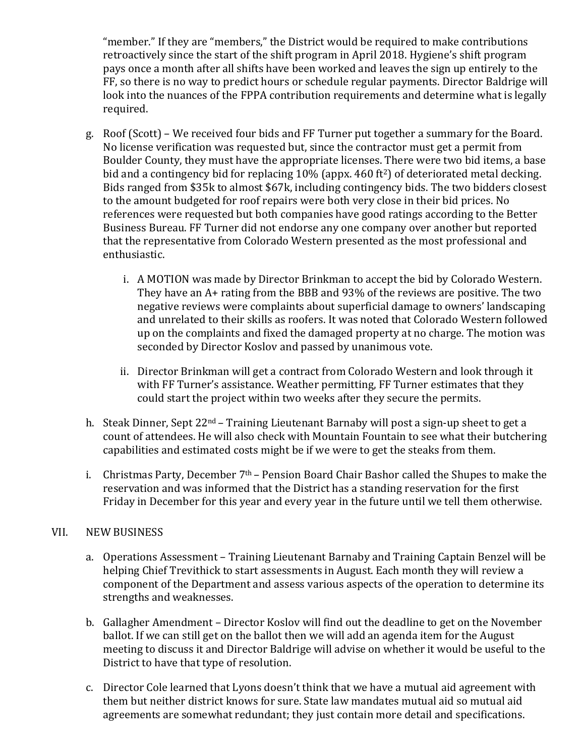"member." If they are "members," the District would be required to make contributions retroactively since the start of the shift program in April 2018. Hygiene's shift program pays once a month after all shifts have been worked and leaves the sign up entirely to the FF, so there is no way to predict hours or schedule regular payments. Director Baldrige will look into the nuances of the FPPA contribution requirements and determine what is legally required.

g. Roof (Scott) – We received four bids and FF Turner put together a summary for the Board. No license verification was requested but, since the contractor must get a permit from Boulder County, they must have the appropriate licenses. There were two bid items, a base bid and a contingency bid for replacing 10% (appx. 460 $ft^2$) of deteriorated metal decking. Bids ranged from $35k to almost $67k, including contingency bids. The two bidders closest to the amount budgeted for roof repairs were both very close in their bid prices. No references were requested but both companies have good ratings according to the Better Business Bureau. FF Turner did not endorse any one company over another but reported that the representative from Colorado Western presented as the most professional and enthusiastic.

   i. A MOTION was made by Director Brinkman to accept the bid by Colorado Western. They have an A+ rating from the BBB and 93% of the reviews are positive. The two negative reviews were complaints about superficial damage to owners' landscaping and unrelated to their skills as roofers. It was noted that Colorado Western followed up on the complaints and fixed the damaged property at no charge. The motion was seconded by Director Koslov and passed by unanimous vote.

   ii. Director Brinkman will get a contract from Colorado Western and look through it with FF Turner's assistance. Weather permitting, FF Turner estimates that they could start the project within two weeks after they secure the permits.

h. Steak Dinner, Sept 22nd – Training Lieutenant Barnaby will post a sign-up sheet to get a count of attendees. He will also check with Mountain Fountain to see what their butchering capabilities and estimated costs might be if we were to get the steaks from them.

i. Christmas Party, December 7th – Pension Board Chair Bashor called the Shupes to make the reservation and was informed that the District has a standing reservation for the first Friday in December for this year and every year in the future until we tell them otherwise.

## VII. NEW BUSINESS

a. Operations Assessment – Training Lieutenant Barnaby and Training Captain Benzel will be helping Chief Trevithick to start assessments in August. Each month they will review a component of the Department and assess various aspects of the operation to determine its strengths and weaknesses.

b. Gallagher Amendment – Director Koslov will find out the deadline to get on the November ballot. If we can still get on the ballot then we will add an agenda item for the August meeting to discuss it and Director Baldrige will advise on whether it would be useful to the District to have that type of resolution.

c. Director Cole learned that Lyons doesn't think that we have a mutual aid agreement with them but neither district knows for sure. State law mandates mutual aid so mutual aid agreements are somewhat redundant; they just contain more detail and specifications.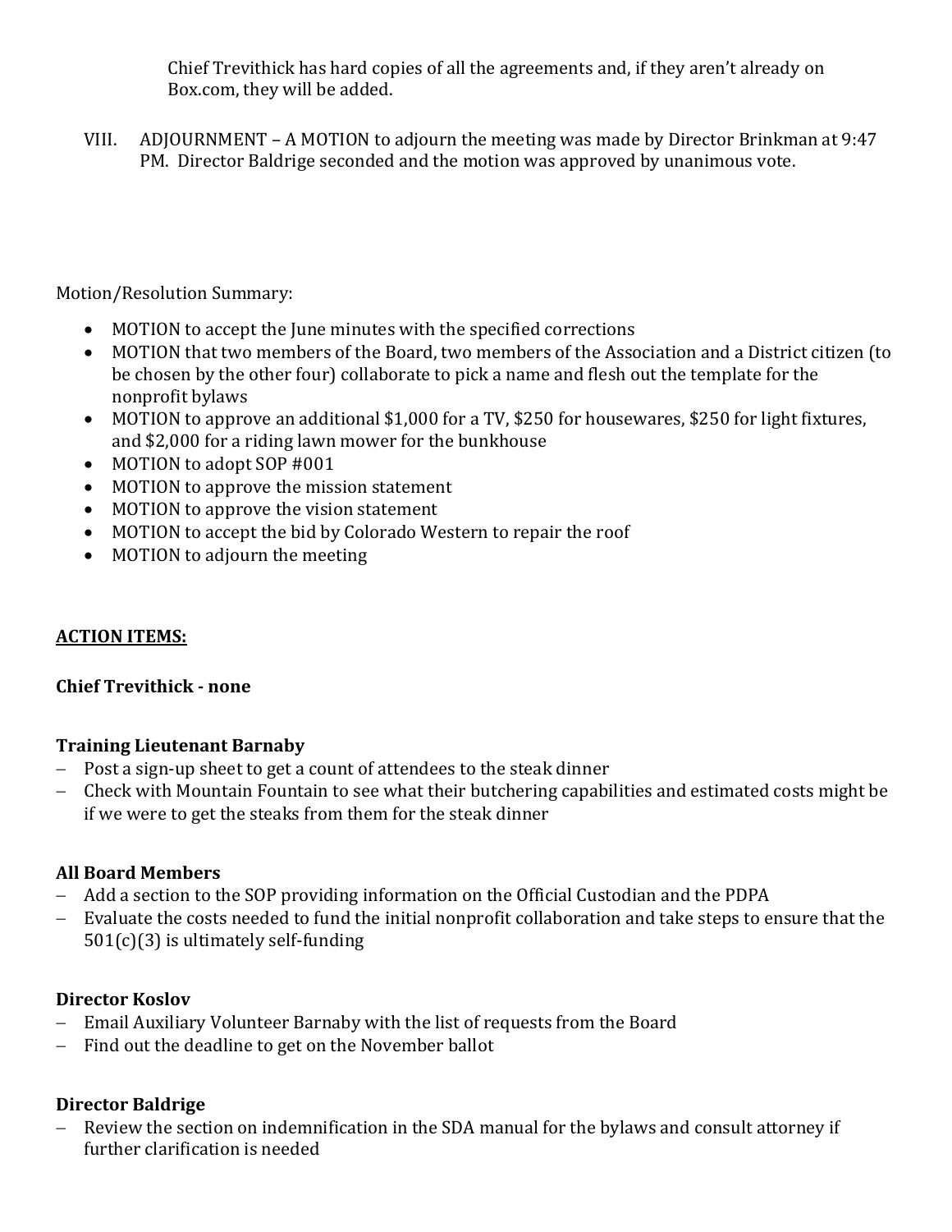Chief Trevithick has hard copies of all the agreements and, if they aren't already on Box.com, they will be added.

VIII. ADJOURNMENT – A MOTION to adjourn the meeting was made by Director Brinkman at 9:47 PM. Director Baldrige seconded and the motion was approved by unanimous vote.

Motion/Resolution Summary:

- MOTION to accept the June minutes with the specified corrections
- MOTION that two members of the Board, two members of the Association and a District citizen (to be chosen by the other four) collaborate to pick a name and flesh out the template for the nonprofit bylaws
- MOTION to approve an additional $1,000 for a TV, $250 for housewares, $250 for light fixtures, and $2,000 for a riding lawn mower for the bunkhouse
- MOTION to adopt SOP #001
- MOTION to approve the mission statement
- MOTION to approve the vision statement
- MOTION to accept the bid by Colorado Western to repair the roof
- MOTION to adjourn the meeting

**<u>ACTION ITEMS:</u>**

**Chief Trevithick - none**

**Training Lieutenant Barnaby**

- Post a sign-up sheet to get a count of attendees to the steak dinner
- Check with Mountain Fountain to see what their butchering capabilities and estimated costs might be if we were to get the steaks from them for the steak dinner

**All Board Members**

- Add a section to the SOP providing information on the Official Custodian and the PDPA
- Evaluate the costs needed to fund the initial nonprofit collaboration and take steps to ensure that the 501(c)(3) is ultimately self-funding

**Director Koslov**

- Email Auxiliary Volunteer Barnaby with the list of requests from the Board
- Find out the deadline to get on the November ballot

**Director Baldrige**

- Review the section on indemnification in the SDA manual for the bylaws and consult attorney if further clarification is needed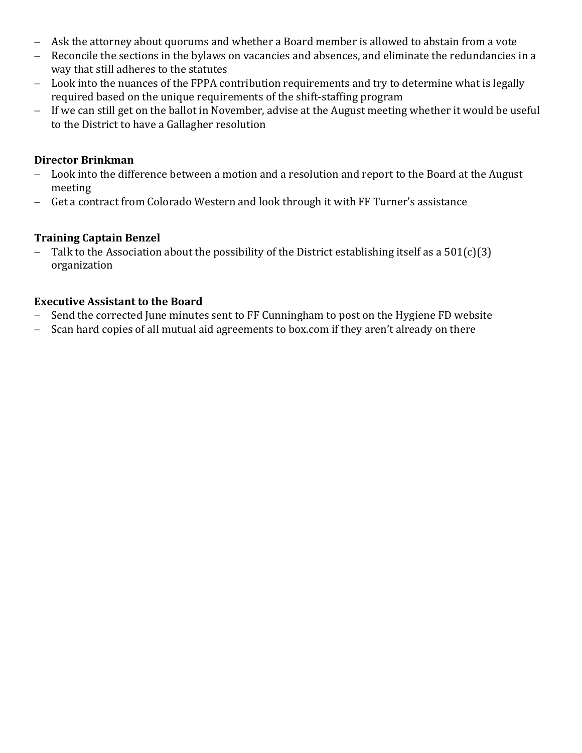- Ask the attorney about quorums and whether a Board member is allowed to abstain from a vote
- Reconcile the sections in the bylaws on vacancies and absences, and eliminate the redundancies in a way that still adheres to the statutes
- Look into the nuances of the FPPA contribution requirements and try to determine what is legally required based on the unique requirements of the shift-staffing program
- If we can still get on the ballot in November, advise at the August meeting whether it would be useful to the District to have a Gallagher resolution

**Director Brinkman**

- Look into the difference between a motion and a resolution and report to the Board at the August meeting
- Get a contract from Colorado Western and look through it with FF Turner's assistance

**Training Captain Benzel**

- Talk to the Association about the possibility of the District establishing itself as a 501(c)(3) organization

**Executive Assistant to the Board**

- Send the corrected June minutes sent to FF Cunningham to post on the Hygiene FD website
- Scan hard copies of all mutual aid agreements to box.com if they aren't already on there